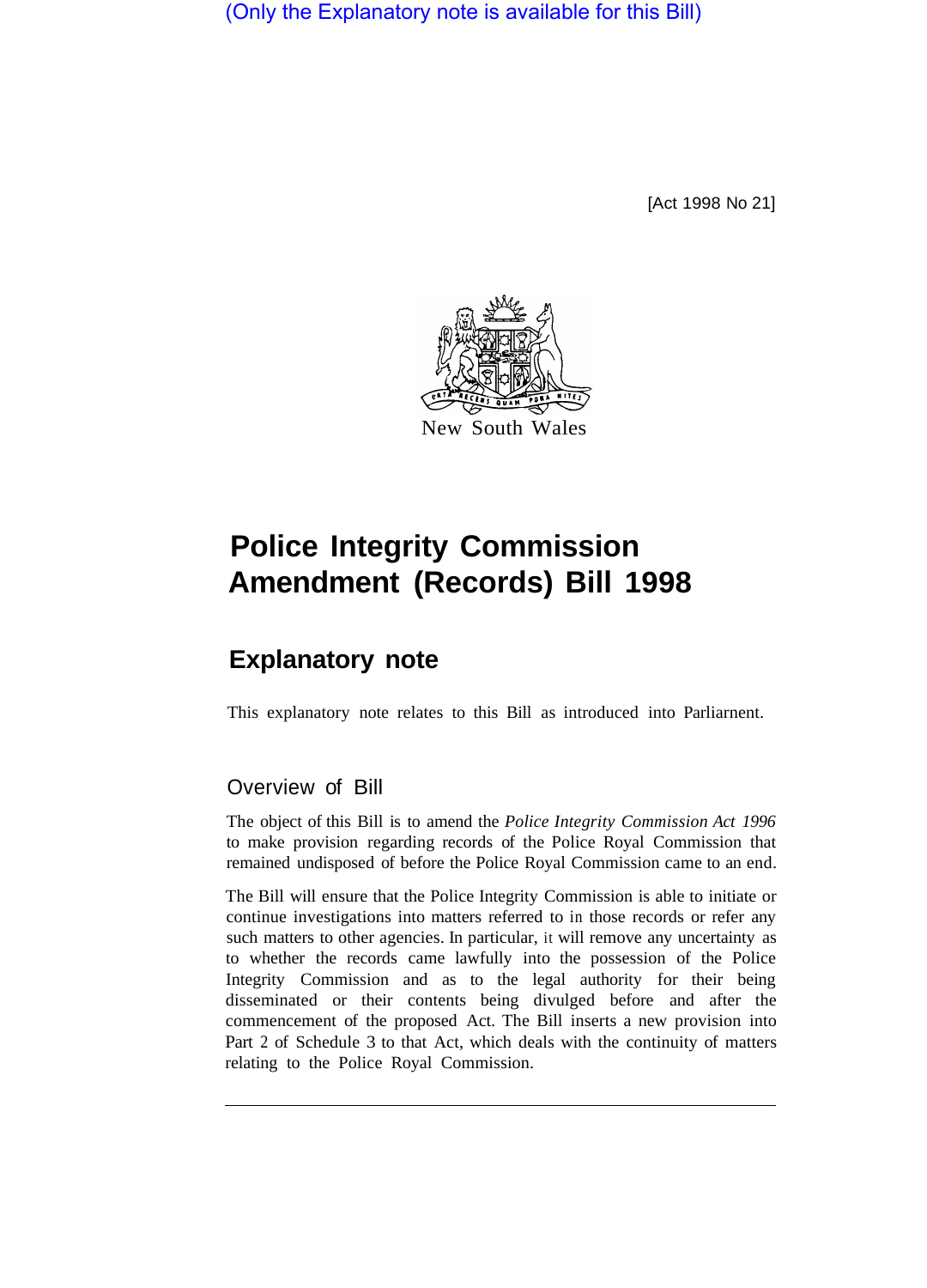(Only the Explanatory note is available for this Bill)

[Act 1998 No 21]

New South Wales

# Police Integrity Commission Amendment (Records) Bill 1998

## Explanatory note

This explanatory note relates to this Bill as introduced into Parliament.

### Overview of Bill

The object of this Bill is to amend the *Police Integrity Commission Act 1996* to make provision regarding records of the Police Royal Commission that remained undisposed of before the Police Royal Commission came to an end.

The Bill will ensure that the Police Integrity Commission is able to initiate or continue investigations into matters referred to in those records or refer any such matters to other agencies. In particular, it will remove any uncertainty as to whether the records came lawfully into the possession of the Police Integrity Commission and as to the legal authority for their being disseminated or their contents being divulged before and after the commencement of the proposed Act. The Bill inserts a new provision into Part 2 of Schedule 3 to that Act, which deals with the continuity of matters relating to the Police Royal Commission.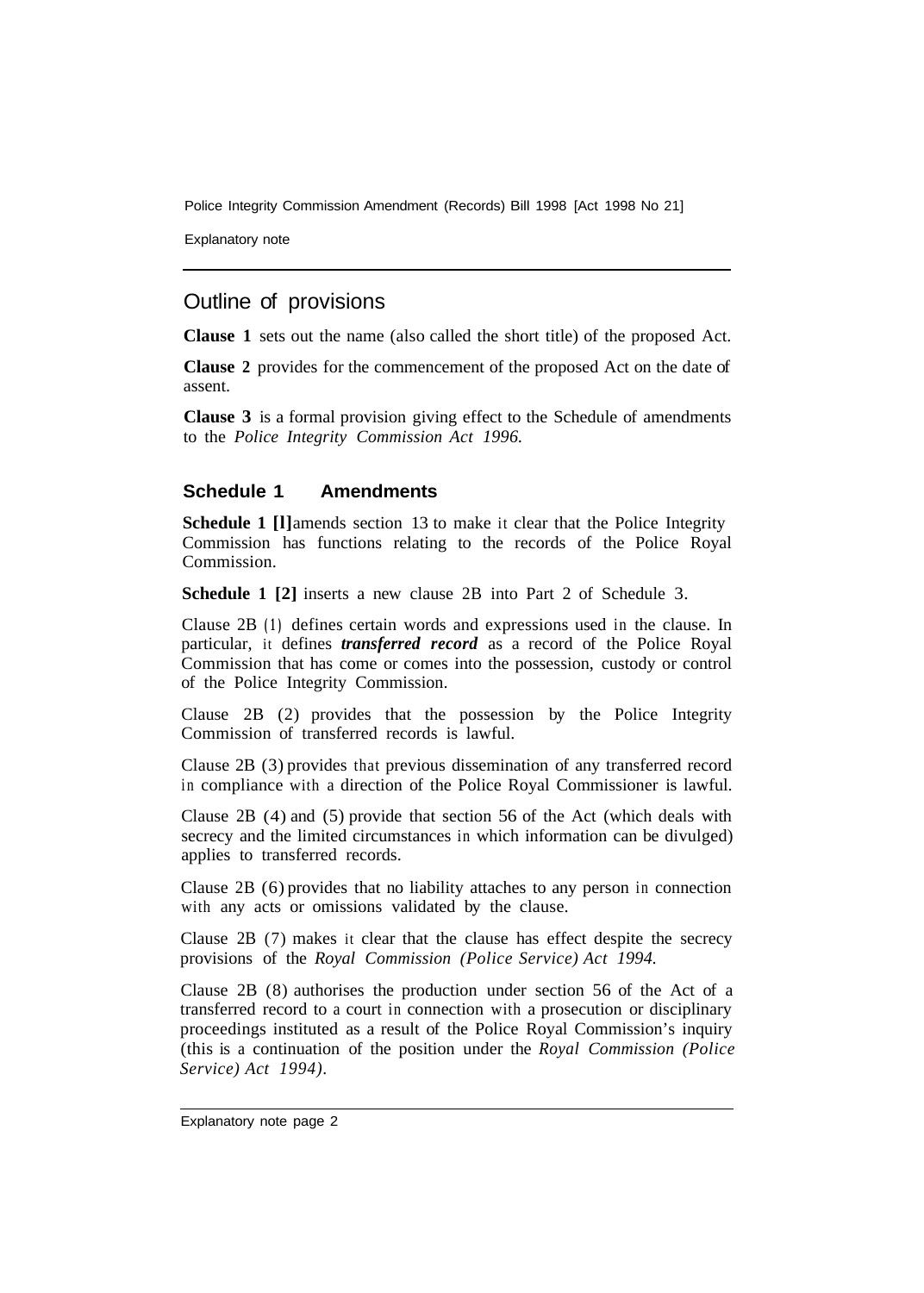## Outline of provisions

**Clause 1** sets out the name (also called the short title) of the proposed Act.

**Clause 2** provides for the commencement of the proposed Act on the date of assent.

**Clause 3** is a formal provision giving effect to the Schedule of amendments to the *Police Integrity Commission Act 1996.*

### Schedule 1 Amendments

**Schedule 1 [l]** amends section 13 to make it clear that the Police Integrity Commission has functions relating to the records of the Police Royal Commission.

**Schedule 1 [2]** inserts a new clause 2B into Part 2 of Schedule 3.

Clause 2B (1) defines certain words and expressions used in the clause. In particular, it defines ***transferred record*** as a record of the Police Royal Commission that has come or comes into the possession, custody or control of the Police Integrity Commission.

Clause 2B (2) provides that the possession by the Police Integrity Commission of transferred records is lawful.

Clause 2B (3) provides that previous dissemination of any transferred record in compliance with a direction of the Police Royal Commissioner is lawful.

Clause 2B (4) and (5) provide that section 56 of the Act (which deals with secrecy and the limited circumstances in which information can be divulged) applies to transferred records.

Clause 2B (6) provides that no liability attaches to any person in connection with any acts or omissions validated by the clause.

Clause 2B (7) makes it clear that the clause has effect despite the secrecy provisions of the *Royal Commission (Police Service) Act 1994.*

Clause 2B (8) authorises the production under section 56 of the Act of a transferred record to a court in connection with a prosecution or disciplinary proceedings instituted as a result of the Police Royal Commission's inquiry (this is a continuation of the position under the *Royal Commission (Police Service) Act 1994).*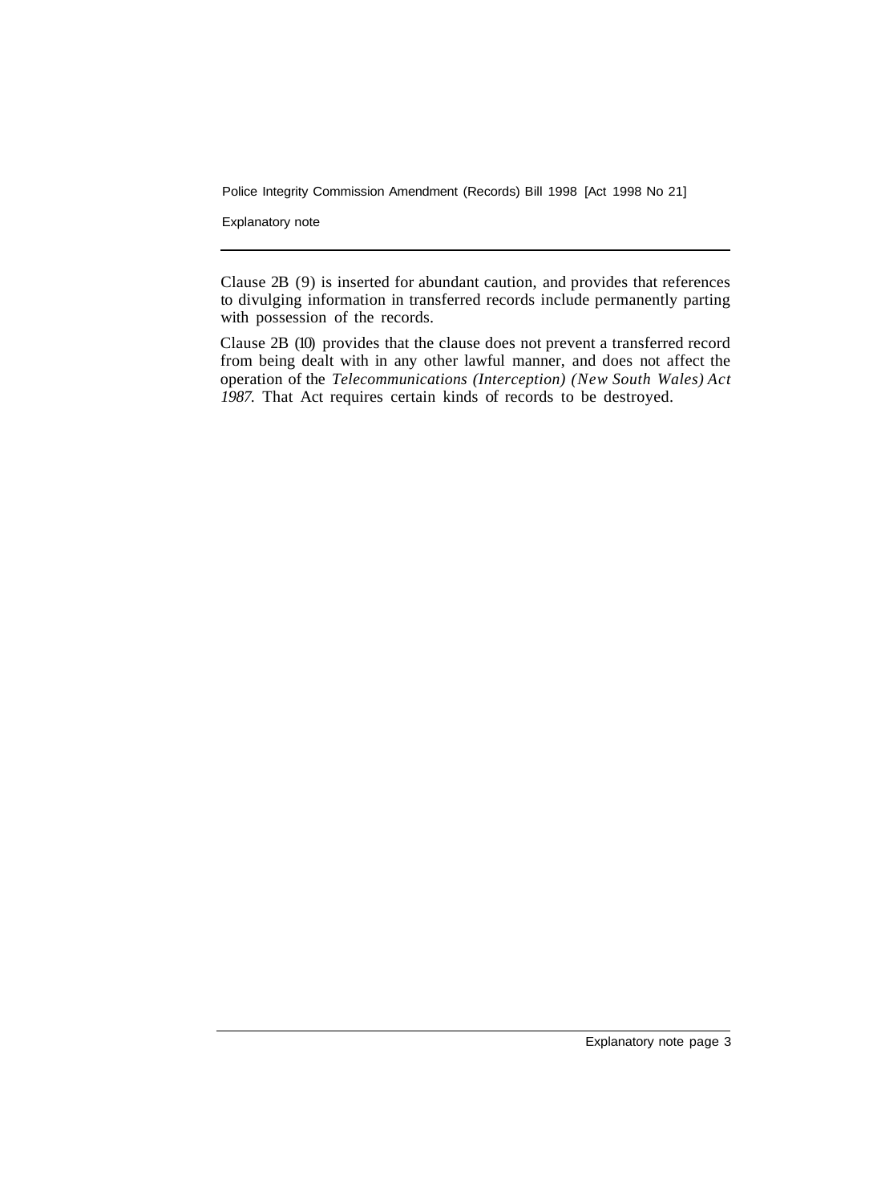Clause 2B (9) is inserted for abundant caution, and provides that references to divulging information in transferred records include permanently parting with possession of the records.

Clause 2B (10) provides that the clause does not prevent a transferred record from being dealt with in any other lawful manner, and does not affect the operation of the *Telecommunications (Interception) (New South Wales) Act 1987*. That Act requires certain kinds of records to be destroyed.